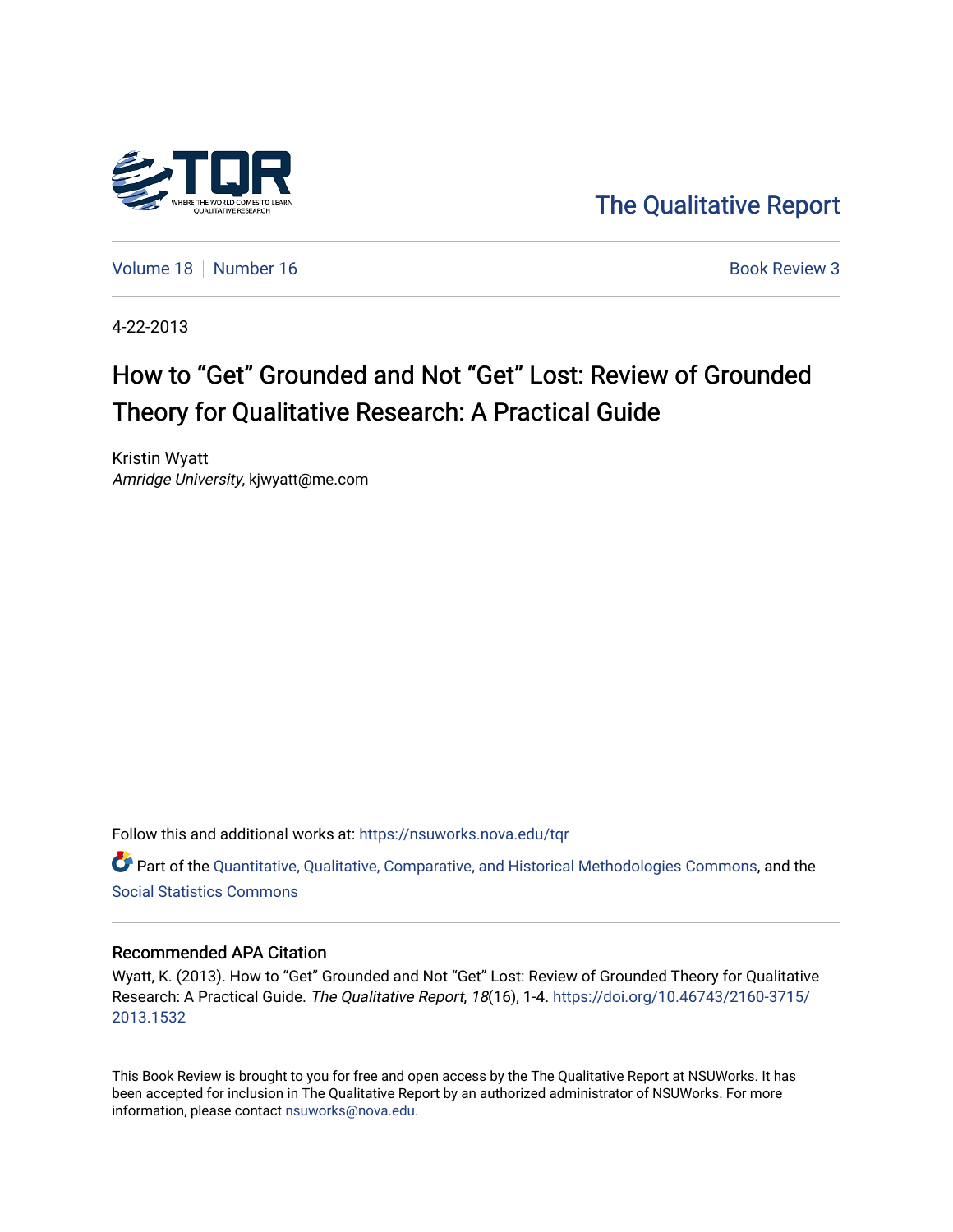The Qualitative Report

Volume 18 | Number 16 | Book Review 3

4-22-2013

# How to "Get" Grounded and Not "Get" Lost: Review of Grounded Theory for Qualitative Research: A Practical Guide

Kristin Wyatt
*Amridge University*, kjwyatt@me.com

Follow this and additional works at: https://nsuworks.nova.edu/tqr

Part of the Quantitative, Qualitative, Comparative, and Historical Methodologies Commons, and the Social Statistics Commons

### Recommended APA Citation

Wyatt, K. (2013). How to "Get" Grounded and Not "Get" Lost: Review of Grounded Theory for Qualitative Research: A Practical Guide. *The Qualitative Report*, *18*(16), 1-4. https://doi.org/10.46743/2160-3715/2013.1532

This Book Review is brought to you for free and open access by the The Qualitative Report at NSUWorks. It has been accepted for inclusion in The Qualitative Report by an authorized administrator of NSUWorks. For more information, please contact nsuworks@nova.edu.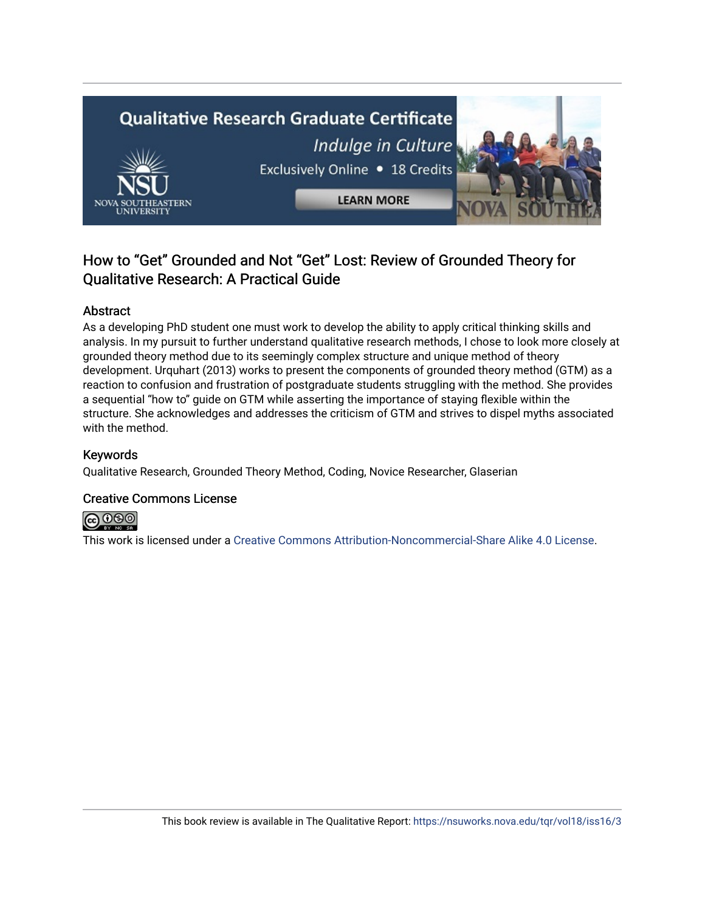## How to "Get" Grounded and Not "Get" Lost: Review of Grounded Theory for Qualitative Research: A Practical Guide

### Abstract

As a developing PhD student one must work to develop the ability to apply critical thinking skills and analysis. In my pursuit to further understand qualitative research methods, I chose to look more closely at grounded theory method due to its seemingly complex structure and unique method of theory development. Urquhart (2013) works to present the components of grounded theory method (GTM) as a reaction to confusion and frustration of postgraduate students struggling with the method. She provides a sequential "how to" guide on GTM while asserting the importance of staying flexible within the structure. She acknowledges and addresses the criticism of GTM and strives to dispel myths associated with the method.

### Keywords

Qualitative Research, Grounded Theory Method, Coding, Novice Researcher, Glaserian

### Creative Commons License

This work is licensed under a Creative Commons Attribution-Noncommercial-Share Alike 4.0 License.

This book review is available in The Qualitative Report: https://nsuworks.nova.edu/tqr/vol18/iss16/3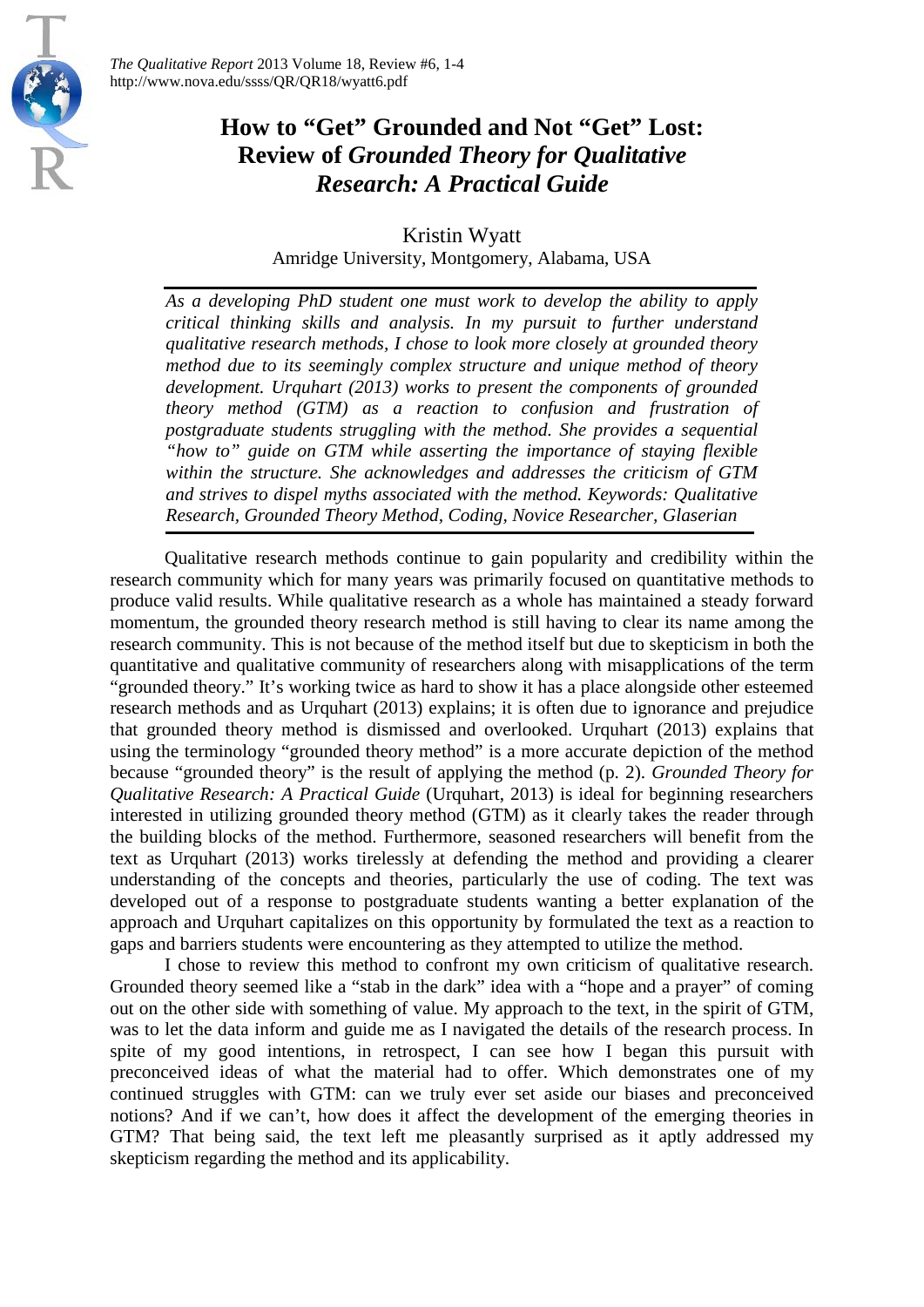# How to "Get" Grounded and Not "Get" Lost: Review of *Grounded Theory for Qualitative Research: A Practical Guide*

Kristin Wyatt
Amridge University, Montgomery, Alabama, USA

*As a developing PhD student one must work to develop the ability to apply critical thinking skills and analysis. In my pursuit to further understand qualitative research methods, I chose to look more closely at grounded theory method due to its seemingly complex structure and unique method of theory development. Urquhart (2013) works to present the components of grounded theory method (GTM) as a reaction to confusion and frustration of postgraduate students struggling with the method. She provides a sequential "how to" guide on GTM while asserting the importance of staying flexible within the structure. She acknowledges and addresses the criticism of GTM and strives to dispel myths associated with the method. Keywords: Qualitative Research, Grounded Theory Method, Coding, Novice Researcher, Glaserian*

Qualitative research methods continue to gain popularity and credibility within the research community which for many years was primarily focused on quantitative methods to produce valid results. While qualitative research as a whole has maintained a steady forward momentum, the grounded theory research method is still having to clear its name among the research community. This is not because of the method itself but due to skepticism in both the quantitative and qualitative community of researchers along with misapplications of the term "grounded theory." It's working twice as hard to show it has a place alongside other esteemed research methods and as Urquhart (2013) explains; it is often due to ignorance and prejudice that grounded theory method is dismissed and overlooked. Urquhart (2013) explains that using the terminology "grounded theory method" is a more accurate depiction of the method because "grounded theory" is the result of applying the method (p. 2). *Grounded Theory for Qualitative Research: A Practical Guide* (Urquhart, 2013) is ideal for beginning researchers interested in utilizing grounded theory method (GTM) as it clearly takes the reader through the building blocks of the method. Furthermore, seasoned researchers will benefit from the text as Urquhart (2013) works tirelessly at defending the method and providing a clearer understanding of the concepts and theories, particularly the use of coding. The text was developed out of a response to postgraduate students wanting a better explanation of the approach and Urquhart capitalizes on this opportunity by formulated the text as a reaction to gaps and barriers students were encountering as they attempted to utilize the method.

I chose to review this method to confront my own criticism of qualitative research. Grounded theory seemed like a "stab in the dark" idea with a "hope and a prayer" of coming out on the other side with something of value. My approach to the text, in the spirit of GTM, was to let the data inform and guide me as I navigated the details of the research process. In spite of my good intentions, in retrospect, I can see how I began this pursuit with preconceived ideas of what the material had to offer. Which demonstrates one of my continued struggles with GTM: can we truly ever set aside our biases and preconceived notions? And if we can't, how does it affect the development of the emerging theories in GTM? That being said, the text left me pleasantly surprised as it aptly addressed my skepticism regarding the method and its applicability.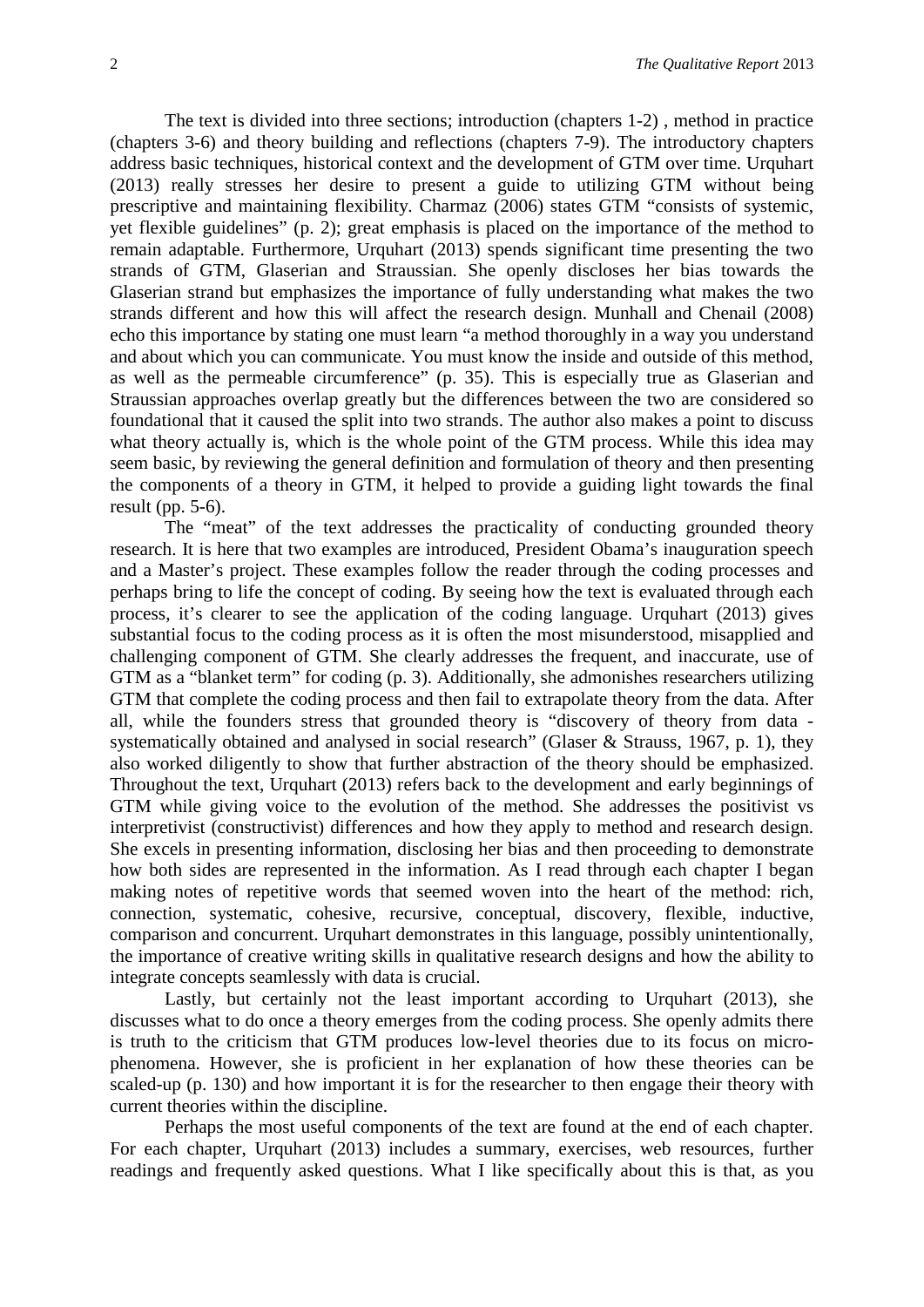The text is divided into three sections; introduction (chapters 1-2) , method in practice (chapters 3-6) and theory building and reflections (chapters 7-9). The introductory chapters address basic techniques, historical context and the development of GTM over time. Urquhart (2013) really stresses her desire to present a guide to utilizing GTM without being prescriptive and maintaining flexibility. Charmaz (2006) states GTM "consists of systemic, yet flexible guidelines" (p. 2); great emphasis is placed on the importance of the method to remain adaptable. Furthermore, Urquhart (2013) spends significant time presenting the two strands of GTM, Glaserian and Straussian. She openly discloses her bias towards the Glaserian strand but emphasizes the importance of fully understanding what makes the two strands different and how this will affect the research design. Munhall and Chenail (2008) echo this importance by stating one must learn "a method thoroughly in a way you understand and about which you can communicate. You must know the inside and outside of this method, as well as the permeable circumference" (p. 35). This is especially true as Glaserian and Straussian approaches overlap greatly but the differences between the two are considered so foundational that it caused the split into two strands. The author also makes a point to discuss what theory actually is, which is the whole point of the GTM process. While this idea may seem basic, by reviewing the general definition and formulation of theory and then presenting the components of a theory in GTM, it helped to provide a guiding light towards the final result (pp. 5-6).

The "meat" of the text addresses the practicality of conducting grounded theory research. It is here that two examples are introduced, President Obama's inauguration speech and a Master's project. These examples follow the reader through the coding processes and perhaps bring to life the concept of coding. By seeing how the text is evaluated through each process, it's clearer to see the application of the coding language. Urquhart (2013) gives substantial focus to the coding process as it is often the most misunderstood, misapplied and challenging component of GTM. She clearly addresses the frequent, and inaccurate, use of GTM as a "blanket term" for coding (p. 3). Additionally, she admonishes researchers utilizing GTM that complete the coding process and then fail to extrapolate theory from the data. After all, while the founders stress that grounded theory is "discovery of theory from data - systematically obtained and analysed in social research" (Glaser & Strauss, 1967, p. 1), they also worked diligently to show that further abstraction of the theory should be emphasized. Throughout the text, Urquhart (2013) refers back to the development and early beginnings of GTM while giving voice to the evolution of the method. She addresses the positivist vs interpretivist (constructivist) differences and how they apply to method and research design. She excels in presenting information, disclosing her bias and then proceeding to demonstrate how both sides are represented in the information. As I read through each chapter I began making notes of repetitive words that seemed woven into the heart of the method: rich, connection, systematic, cohesive, recursive, conceptual, discovery, flexible, inductive, comparison and concurrent. Urquhart demonstrates in this language, possibly unintentionally, the importance of creative writing skills in qualitative research designs and how the ability to integrate concepts seamlessly with data is crucial.

Lastly, but certainly not the least important according to Urquhart (2013), she discusses what to do once a theory emerges from the coding process. She openly admits there is truth to the criticism that GTM produces low-level theories due to its focus on micro-phenomena. However, she is proficient in her explanation of how these theories can be scaled-up (p. 130) and how important it is for the researcher to then engage their theory with current theories within the discipline.

Perhaps the most useful components of the text are found at the end of each chapter. For each chapter, Urquhart (2013) includes a summary, exercises, web resources, further readings and frequently asked questions. What I like specifically about this is that, as you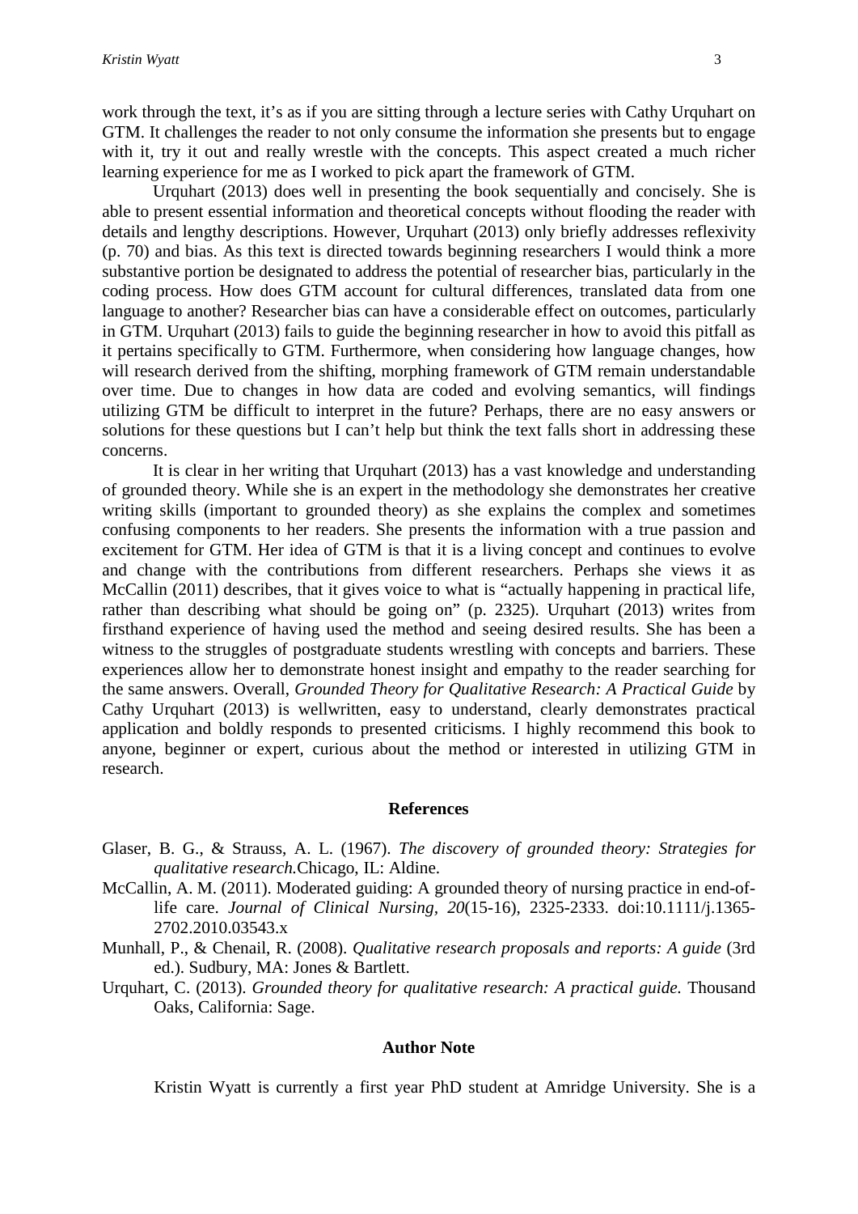work through the text, it's as if you are sitting through a lecture series with Cathy Urquhart on GTM. It challenges the reader to not only consume the information she presents but to engage with it, try it out and really wrestle with the concepts. This aspect created a much richer learning experience for me as I worked to pick apart the framework of GTM.

Urquhart (2013) does well in presenting the book sequentially and concisely. She is able to present essential information and theoretical concepts without flooding the reader with details and lengthy descriptions. However, Urquhart (2013) only briefly addresses reflexivity (p. 70) and bias. As this text is directed towards beginning researchers I would think a more substantive portion be designated to address the potential of researcher bias, particularly in the coding process. How does GTM account for cultural differences, translated data from one language to another? Researcher bias can have a considerable effect on outcomes, particularly in GTM. Urquhart (2013) fails to guide the beginning researcher in how to avoid this pitfall as it pertains specifically to GTM. Furthermore, when considering how language changes, how will research derived from the shifting, morphing framework of GTM remain understandable over time. Due to changes in how data are coded and evolving semantics, will findings utilizing GTM be difficult to interpret in the future? Perhaps, there are no easy answers or solutions for these questions but I can't help but think the text falls short in addressing these concerns.

It is clear in her writing that Urquhart (2013) has a vast knowledge and understanding of grounded theory. While she is an expert in the methodology she demonstrates her creative writing skills (important to grounded theory) as she explains the complex and sometimes confusing components to her readers. She presents the information with a true passion and excitement for GTM. Her idea of GTM is that it is a living concept and continues to evolve and change with the contributions from different researchers. Perhaps she views it as McCallin (2011) describes, that it gives voice to what is "actually happening in practical life, rather than describing what should be going on" (p. 2325). Urquhart (2013) writes from firsthand experience of having used the method and seeing desired results. She has been a witness to the struggles of postgraduate students wrestling with concepts and barriers. These experiences allow her to demonstrate honest insight and empathy to the reader searching for the same answers. Overall, *Grounded Theory for Qualitative Research: A Practical Guide* by Cathy Urquhart (2013) is wellwritten, easy to understand, clearly demonstrates practical application and boldly responds to presented criticisms. I highly recommend this book to anyone, beginner or expert, curious about the method or interested in utilizing GTM in research.

## References

Glaser, B. G., & Strauss, A. L. (1967). *The discovery of grounded theory: Strategies for qualitative research.*Chicago, IL: Aldine.

McCallin, A. M. (2011). Moderated guiding: A grounded theory of nursing practice in end-of-life care. *Journal of Clinical Nursing*, *20*(15-16), 2325-2333. doi:10.1111/j.1365-2702.2010.03543.x

Munhall, P., & Chenail, R. (2008). *Qualitative research proposals and reports: A guide* (3rd ed.). Sudbury, MA: Jones & Bartlett.

Urquhart, C. (2013). *Grounded theory for qualitative research: A practical guide.* Thousand Oaks, California: Sage.

## Author Note

Kristin Wyatt is currently a first year PhD student at Amridge University. She is a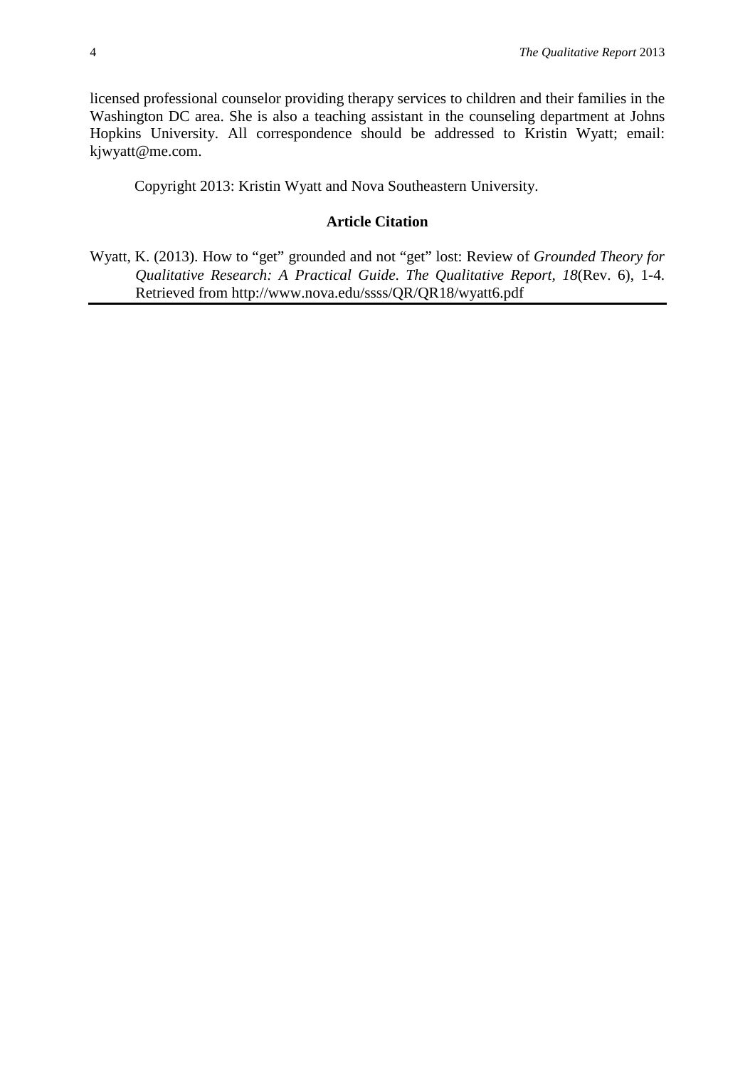licensed professional counselor providing therapy services to children and their families in the Washington DC area. She is also a teaching assistant in the counseling department at Johns Hopkins University. All correspondence should be addressed to Kristin Wyatt; email: kjwyatt@me.com.

Copyright 2013: Kristin Wyatt and Nova Southeastern University.

**Article Citation**

Wyatt, K. (2013). How to "get" grounded and not "get" lost: Review of *Grounded Theory for Qualitative Research: A Practical Guide*. *The Qualitative Report, 18*(Rev. 6), 1-4. Retrieved from http://www.nova.edu/ssss/QR/QR18/wyatt6.pdf